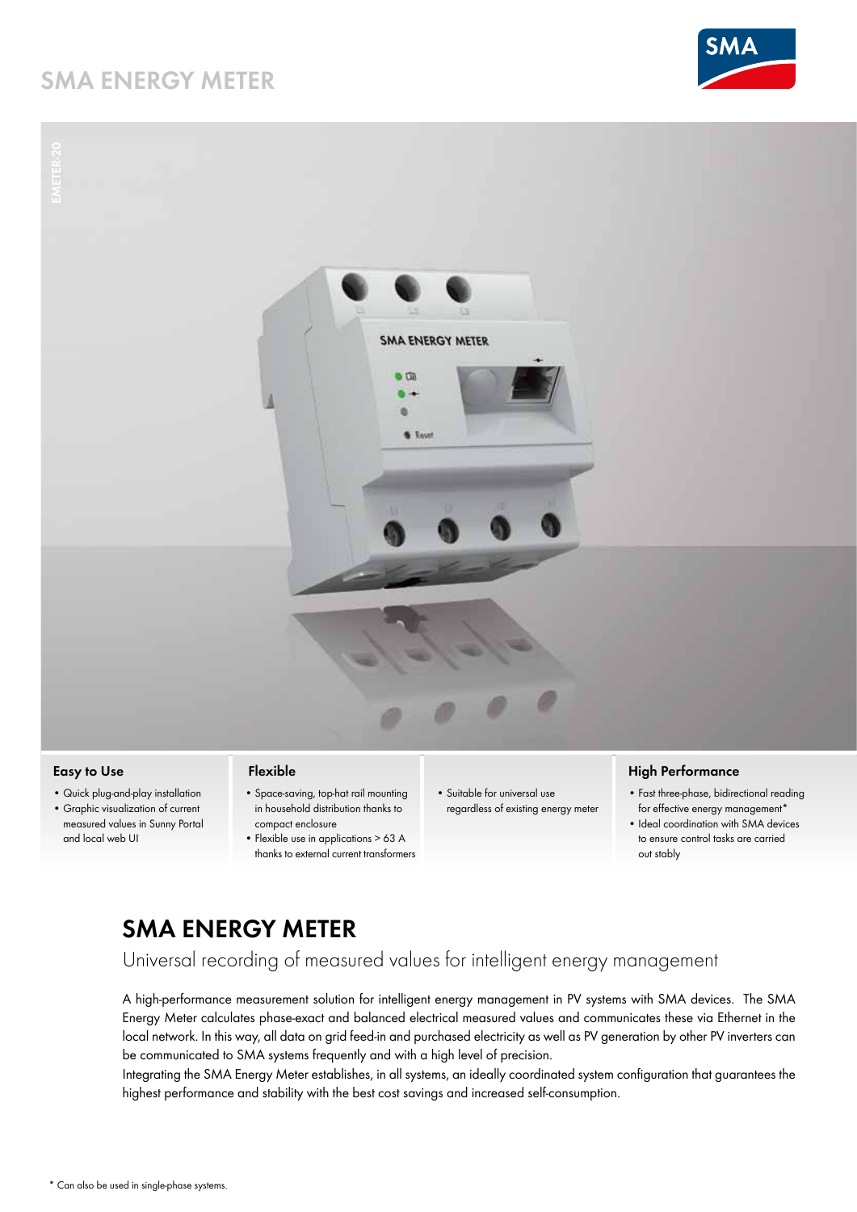# SMA ENERGY METER

EMETER-20

### Easy to Use

- Quick plug-and-play installation
- Graphic visualization of current measured values in Sunny Portal and local web UI

### Flexible

- Space-saving, top-hat rail mounting in household distribution thanks to compact enclosure
- Flexible use in applications > 63 A thanks to external current transformers
- Suitable for universal use regardless of existing energy meter

### High Performance

- Fast three-phase, bidirectional reading for effective energy management*
- Ideal coordination with SMA devices to ensure control tasks are carried out stably

## SMA ENERGY METER

Universal recording of measured values for intelligent energy management

A high-performance measurement solution for intelligent energy management in PV systems with SMA devices. The SMA Energy Meter calculates phase-exact and balanced electrical measured values and communicates these via Ethernet in the local network. In this way, all data on grid feed-in and purchased electricity as well as PV generation by other PV inverters can be communicated to SMA systems frequently and with a high level of precision.

Integrating the SMA Energy Meter establishes, in all systems, an ideally coordinated system configuration that guarantees the highest performance and stability with the best cost savings and increased self-consumption.

* Can also be used in single-phase systems.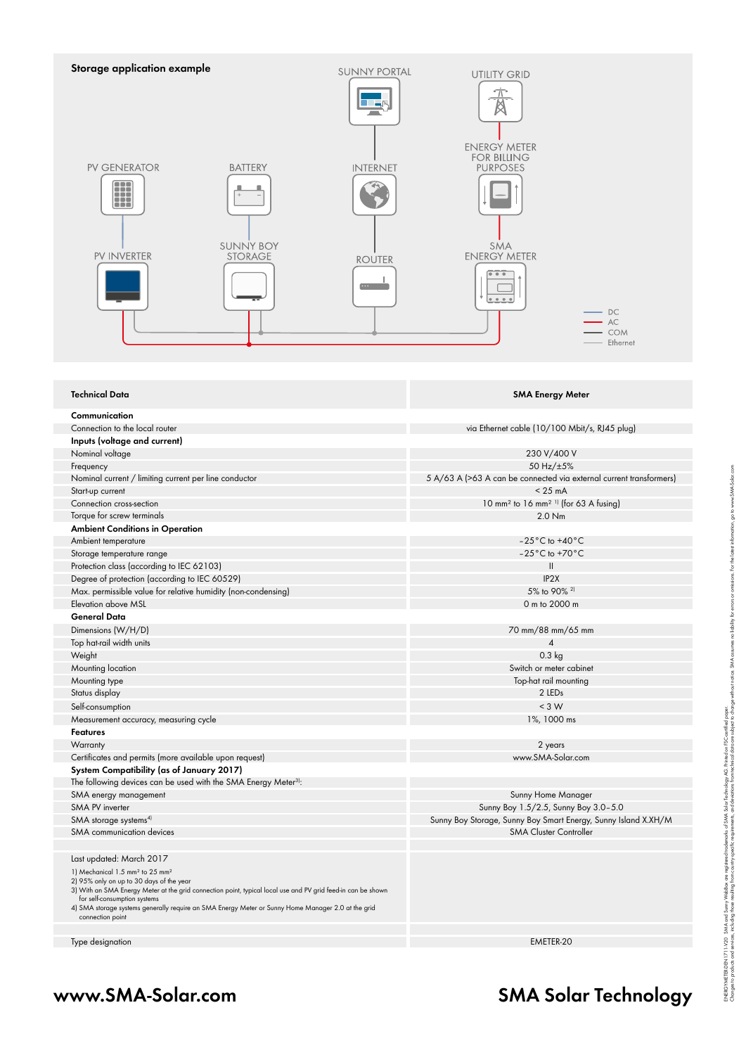## Storage application example

SUNNY PORTAL

UTILITY GRID

ENERGY METER FOR BILLING PURPOSES

PV GENERATOR

BATTERY

INTERNET

PV INVERTER

SUNNY BOY STORAGE

ROUTER

SMA ENERGY METER

DC
AC
COM
Ethernet

| Technical Data | SMA Energy Meter |
|---|---|
| **Communication** | |
| Connection to the local router | via Ethernet cable (10/100 Mbit/s, RJ45 plug) |
| **Inputs (voltage and current)** | |
| Nominal voltage | 230 V/400 V |
| Frequency | 50 Hz/±5% |
| Nominal current / limiting current per line conductor | 5 A/63 A (>63 A can be connected via external current transformers) |
| Start-up current | < 25 mA |
| Connection cross-section | 10 mm² to 16 mm² [1] (for 63 A fusing) |
| Torque for screw terminals | 2.0 Nm |
| **Ambient Conditions in Operation** | |
| Ambient temperature | −25 °C to +40 °C |
| Storage temperature range | −25 °C to +70 °C |
| Protection class (according to IEC 62103) | II |
| Degree of protection (according to IEC 60529) | IP2X |
| Max. permissible value for relative humidity (non-condensing) | 5% to 90% [2] |
| Elevation above MSL | 0 m to 2000 m |
| **General Data** | |
| Dimensions (W/H/D) | 70 mm/88 mm/65 mm |
| Top hat-rail width units | 4 |
| Weight | 0.3 kg |
| Mounting location | Switch or meter cabinet |
| Mounting type | Top-hat rail mounting |
| Status display | 2 LEDs |
| Self-consumption | < 3 W |
| Measurement accuracy, measuring cycle | 1%, 1000 ms |
| **Features** | |
| Warranty | 2 years |
| Certificates and permits (more available upon request) | www.SMA-Solar.com |
| **System Compatibility (as of January 2017)** | |
| The following devices can be used with the SMA Energy Meter[3]: | |
| SMA energy management | Sunny Home Manager |
| SMA PV inverter | Sunny Boy 1.5/2.5, Sunny Boy 3.0–5.0 |
| SMA storage systems[4] | Sunny Boy Storage, Sunny Boy Smart Energy, Sunny Island X.XH/M |
| SMA communication devices | SMA Cluster Controller |
| | |
| Last updated: March 2017 | |
| Type designation | EMETER-20 |

1) Mechanical 1.5 mm² to 25 mm²
2) 95% only on up to 30 days of the year
3) With an SMA Energy Meter at the grid connection point, typical local use and PV grid feed-in can be shown for self-consumption systems
4) SMA storage systems generally require an SMA Energy Meter or Sunny Home Manager 2.0 at the grid connection point

**www.SMA-Solar.com**

**SMA Solar Technology**

ENERGYMETER-DEN1711-V20 SMA and Sunny WebBox are registered trademarks of SMA Solar Technology AG. Printed on FSC-certified paper. Changes to products and services, including those resulting from country-specific requirements, and deviations from technical data are subject to change without notice. SMA assumes no liability for errors or omissions. For the latest information, go to www.SMA-Solar.com